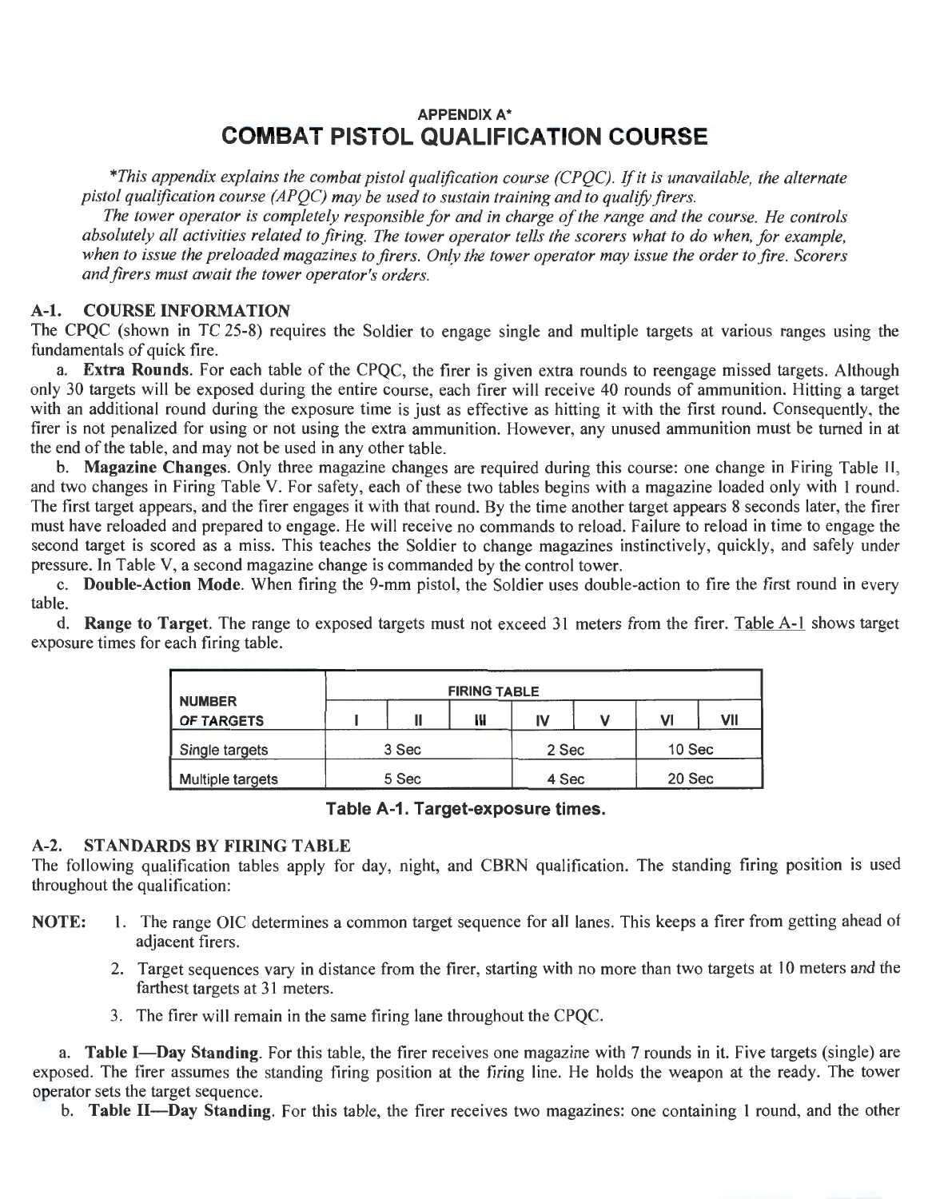## APPENDIX A*

# COMBAT PISTOL QUALIFICATION COURSE

*\*This appendix explains the combat pistol qualification course (CPQC). If it is unavailable, the alternate pistol qualification course (APQC) may be used to sustain training and to qualify firers.*

*The tower operator is completely responsible for and in charge of the range and the course. He controls absolutely all activities related to firing. The tower operator tells the scorers what to do when, for example, when to issue the preloaded magazines to firers. Only the tower operator may issue the order to fire. Scorers and firers must await the tower operator's orders.*

### A-1. COURSE INFORMATION

The CPQC (shown in TC 25-8) requires the Soldier to engage single and multiple targets at various ranges using the fundamentals of quick fire.

a. **Extra Rounds**. For each table of the CPQC, the firer is given extra rounds to reengage missed targets. Although only 30 targets will be exposed during the entire course, each firer will receive 40 rounds of ammunition. Hitting a target with an additional round during the exposure time is just as effective as hitting it with the first round. Consequently, the firer is not penalized for using or not using the extra ammunition. However, any unused ammunition must be turned in at the end of the table, and may not be used in any other table.

b. **Magazine Changes**. Only three magazine changes are required during this course: one change in Firing Table II, and two changes in Firing Table V. For safety, each of these two tables begins with a magazine loaded only with 1 round. The first target appears, and the firer engages it with that round. By the time another target appears 8 seconds later, the firer must have reloaded and prepared to engage. He will receive no commands to reload. Failure to reload in time to engage the second target is scored as a miss. This teaches the Soldier to change magazines instinctively, quickly, and safely under pressure. In Table V, a second magazine change is commanded by the control tower.

c. **Double-Action Mode**. When firing the 9-mm pistol, the Soldier uses double-action to fire the first round in every table.

d. **Range to Target**. The range to exposed targets must not exceed 31 meters from the firer. Table A-1 shows target exposure times for each firing table.

| NUMBER OF TARGETS | FIRING TABLE | | | | | | |
|---|---|---|---|---|---|---|---|
| | I | II | III | IV | V | VI | VII |
| Single targets | 3 Sec | | | 2 Sec | | 10 Sec | |
| Multiple targets | 5 Sec | | | 4 Sec | | 20 Sec | |

**Table A-1. Target-exposure times.**

### A-2. STANDARDS BY FIRING TABLE

The following qualification tables apply for day, night, and CBRN qualification. The standing firing position is used throughout the qualification:

**NOTE:**
1. The range OIC determines a common target sequence for all lanes. This keeps a firer from getting ahead of adjacent firers.
2. Target sequences vary in distance from the firer, starting with no more than two targets at 10 meters and the farthest targets at 31 meters.
3. The firer will remain in the same firing lane throughout the CPQC.

a. **Table I—Day Standing**. For this table, the firer receives one magazine with 7 rounds in it. Five targets (single) are exposed. The firer assumes the standing firing position at the firing line. He holds the weapon at the ready. The tower operator sets the target sequence.

b. **Table II—Day Standing**. For this table, the firer receives two magazines: one containing 1 round, and the other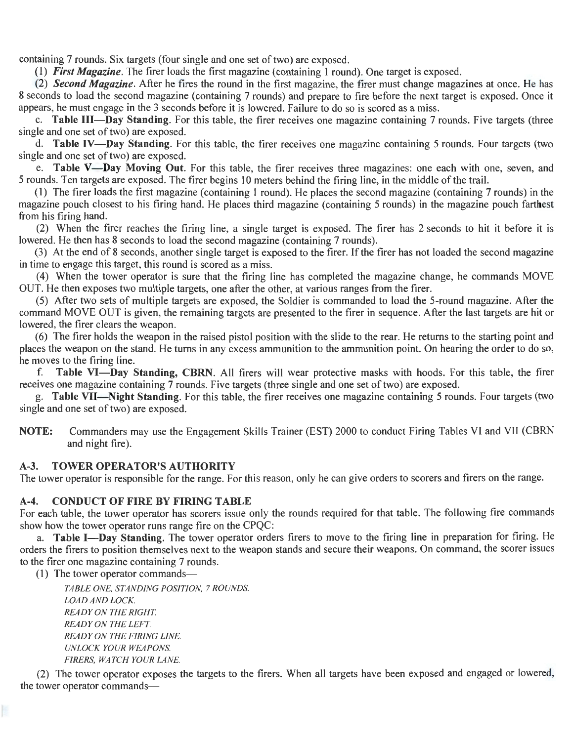containing 7 rounds. Six targets (four single and one set of two) are exposed.

(1) ***First Magazine***. The firer loads the first magazine (containing 1 round). One target is exposed.

(2) ***Second Magazine***. After he fires the round in the first magazine, the firer must change magazines at once. He has 8 seconds to load the second magazine (containing 7 rounds) and prepare to fire before the next target is exposed. Once it appears, he must engage in the 3 seconds before it is lowered. Failure to do so is scored as a miss.

c. **Table III—Day Standing**. For this table, the firer receives one magazine containing 7 rounds. Five targets (three single and one set of two) are exposed.

d. **Table IV—Day Standing**. For this table, the firer receives one magazine containing 5 rounds. Four targets (two single and one set of two) are exposed.

e. **Table V—Day Moving Out**. For this table, the firer receives three magazines: one each with one, seven, and 5 rounds. Ten targets are exposed. The firer begins 10 meters behind the firing line, in the middle of the trail.

(1) The firer loads the first magazine (containing 1 round). He places the second magazine (containing 7 rounds) in the magazine pouch closest to his firing hand. He places third magazine (containing 5 rounds) in the magazine pouch farthest from his firing hand.

(2) When the firer reaches the firing line, a single target is exposed. The firer has 2 seconds to hit it before it is lowered. He then has 8 seconds to load the second magazine (containing 7 rounds).

(3) At the end of 8 seconds, another single target is exposed to the firer. If the firer has not loaded the second magazine in time to engage this target, this round is scored as a miss.

(4) When the tower operator is sure that the firing line has completed the magazine change, he commands MOVE OUT. He then exposes two multiple targets, one after the other, at various ranges from the firer.

(5) After two sets of multiple targets are exposed, the Soldier is commanded to load the 5-round magazine. After the command MOVE OUT is given, the remaining targets are presented to the firer in sequence. After the last targets are hit or lowered, the firer clears the weapon.

(6) The firer holds the weapon in the raised pistol position with the slide to the rear. He returns to the starting point and places the weapon on the stand. He turns in any excess ammunition to the ammunition point. On hearing the order to do so, he moves to the firing line.

f. **Table VI—Day Standing, CBRN**. All firers will wear protective masks with hoods. For this table, the firer receives one magazine containing 7 rounds. Five targets (three single and one set of two) are exposed.

g. **Table VII—Night Standing**. For this table, the firer receives one magazine containing 5 rounds. Four targets (two single and one set of two) are exposed.

**NOTE:** Commanders may use the Engagement Skills Trainer (EST) 2000 to conduct Firing Tables VI and VII (CBRN and night fire).

## A-3. TOWER OPERATOR'S AUTHORITY

The tower operator is responsible for the range. For this reason, only he can give orders to scorers and firers on the range.

## A-4. CONDUCT OF FIRE BY FIRING TABLE

For each table, the tower operator has scorers issue only the rounds required for that table. The following fire commands show how the tower operator runs range fire on the CPQC:

a. **Table I—Day Standing**. The tower operator orders firers to move to the firing line in preparation for firing. He orders the firers to position themselves next to the weapon stands and secure their weapons. On command, the scorer issues to the firer one magazine containing 7 rounds.

(1) The tower operator commands—

*TABLE ONE, STANDING POSITION, 7 ROUNDS.*
*LOAD AND LOCK.*
*READY ON THE RIGHT.*
*READY ON THE LEFT.*
*READY ON THE FIRING LINE.*
*UNLOCK YOUR WEAPONS.*
*FIRERS, WATCH YOUR LANE.*

(2) The tower operator exposes the targets to the firers. When all targets have been exposed and engaged or lowered, the tower operator commands—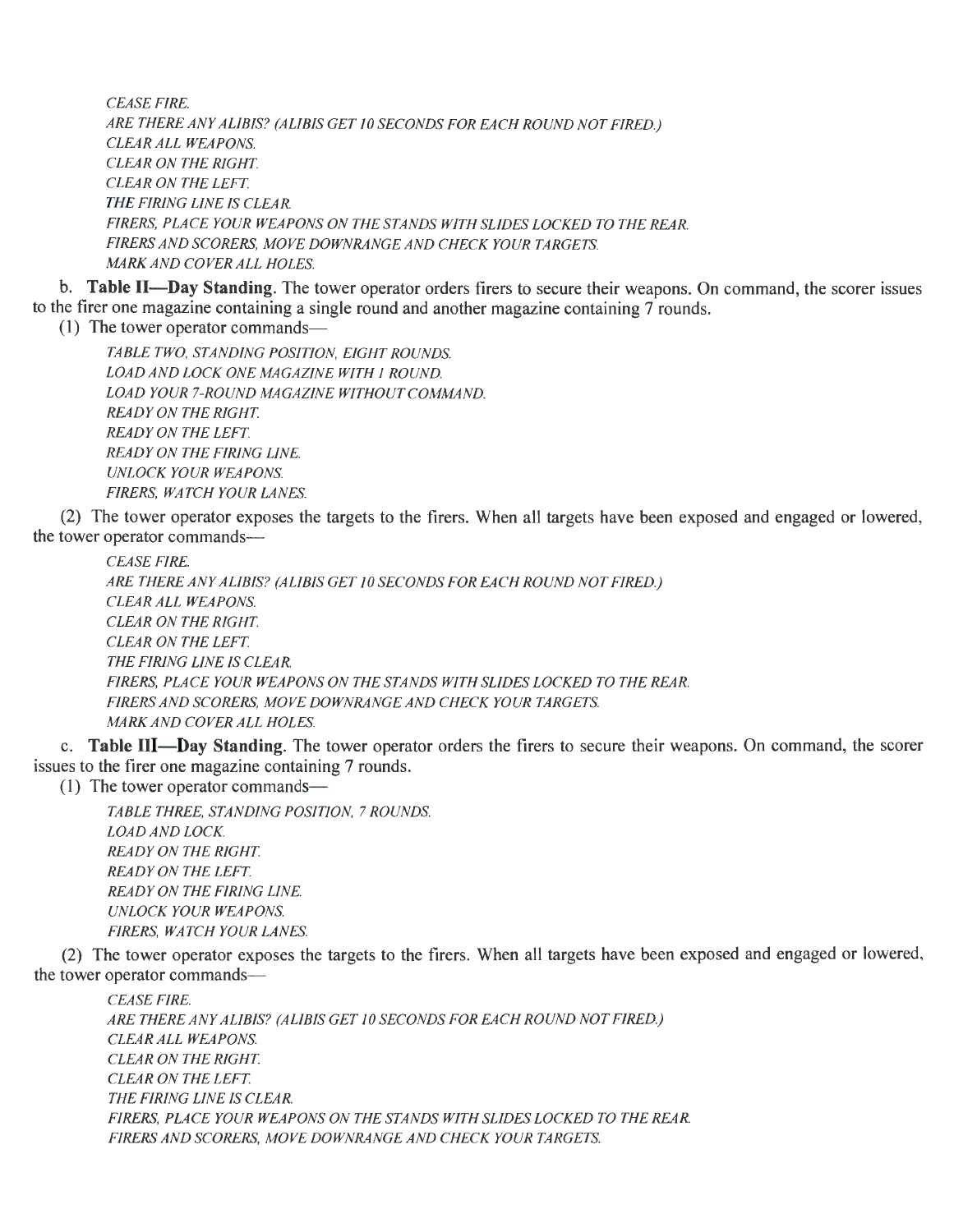*CEASE FIRE.*
*ARE THERE ANY ALIBIS? (ALIBIS GET 10 SECONDS FOR EACH ROUND NOT FIRED.)*
*CLEAR ALL WEAPONS.*
*CLEAR ON THE RIGHT.*
*CLEAR ON THE LEFT.*
*THE FIRING LINE IS CLEAR.*
*FIRERS, PLACE YOUR WEAPONS ON THE STANDS WITH SLIDES LOCKED TO THE REAR.*
*FIRERS AND SCORERS, MOVE DOWNRANGE AND CHECK YOUR TARGETS.*
*MARK AND COVER ALL HOLES.*

b. **Table II—Day Standing**. The tower operator orders firers to secure their weapons. On command, the scorer issues to the firer one magazine containing a single round and another magazine containing 7 rounds.

(1) The tower operator commands—

*TABLE TWO, STANDING POSITION, EIGHT ROUNDS.*
*LOAD AND LOCK ONE MAGAZINE WITH 1 ROUND.*
*LOAD YOUR 7-ROUND MAGAZINE WITHOUT COMMAND.*
*READY ON THE RIGHT.*
*READY ON THE LEFT.*
*READY ON THE FIRING LINE.*
*UNLOCK YOUR WEAPONS.*
*FIRERS, WATCH YOUR LANES.*

(2) The tower operator exposes the targets to the firers. When all targets have been exposed and engaged or lowered, the tower operator commands—

*CEASE FIRE.*
*ARE THERE ANY ALIBIS? (ALIBIS GET 10 SECONDS FOR EACH ROUND NOT FIRED.)*
*CLEAR ALL WEAPONS.*
*CLEAR ON THE RIGHT.*
*CLEAR ON THE LEFT.*
*THE FIRING LINE IS CLEAR.*
*FIRERS, PLACE YOUR WEAPONS ON THE STANDS WITH SLIDES LOCKED TO THE REAR.*
*FIRERS AND SCORERS, MOVE DOWNRANGE AND CHECK YOUR TARGETS.*
*MARK AND COVER ALL HOLES.*

c. **Table III—Day Standing**. The tower operator orders the firers to secure their weapons. On command, the scorer issues to the firer one magazine containing 7 rounds.

(1) The tower operator commands—

*TABLE THREE, STANDING POSITION, 7 ROUNDS.*
*LOAD AND LOCK.*
*READY ON THE RIGHT.*
*READY ON THE LEFT.*
*READY ON THE FIRING LINE.*
*UNLOCK YOUR WEAPONS.*
*FIRERS, WATCH YOUR LANES.*

(2) The tower operator exposes the targets to the firers. When all targets have been exposed and engaged or lowered, the tower operator commands—

*CEASE FIRE.*
*ARE THERE ANY ALIBIS? (ALIBIS GET 10 SECONDS FOR EACH ROUND NOT FIRED.)*
*CLEAR ALL WEAPONS.*
*CLEAR ON THE RIGHT.*
*CLEAR ON THE LEFT.*
*THE FIRING LINE IS CLEAR.*
*FIRERS, PLACE YOUR WEAPONS ON THE STANDS WITH SLIDES LOCKED TO THE REAR.*
*FIRERS AND SCORERS, MOVE DOWNRANGE AND CHECK YOUR TARGETS.*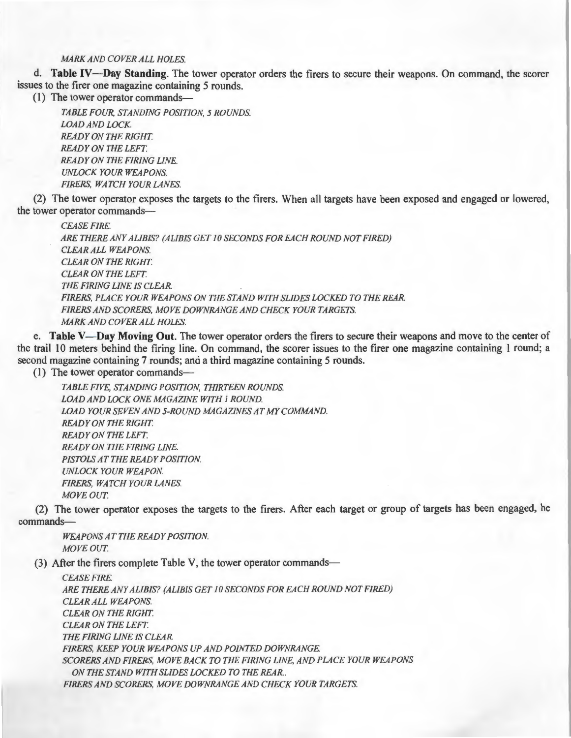*MARK AND COVER ALL HOLES.*

d. **Table IV—Day Standing**. The tower operator orders the firers to secure their weapons. On command, the scorer issues to the firer one magazine containing 5 rounds.

(1) The tower operator commands—

> *TABLE FOUR, STANDING POSITION, 5 ROUNDS.*
> *LOAD AND LOCK.*
> *READY ON THE RIGHT.*
> *READY ON THE LEFT.*
> *READY ON THE FIRING LINE.*
> *UNLOCK YOUR WEAPONS.*
> *FIRERS, WATCH YOUR LANES.*

(2) The tower operator exposes the targets to the firers. When all targets have been exposed and engaged or lowered, the tower operator commands—

> *CEASE FIRE.*
> *ARE THERE ANY ALIBIS? (ALIBIS GET 10 SECONDS FOR EACH ROUND NOT FIRED)*
> *CLEAR ALL WEAPONS.*
> *CLEAR ON THE RIGHT.*
> *CLEAR ON THE LEFT.*
> *THE FIRING LINE IS CLEAR.*
> *FIRERS, PLACE YOUR WEAPONS ON THE STAND WITH SLIDES LOCKED TO THE REAR.*
> *FIRERS AND SCORERS, MOVE DOWNRANGE AND CHECK YOUR TARGETS.*
> *MARK AND COVER ALL HOLES.*

e. **Table V—Day Moving Out**. The tower operator orders the firers to secure their weapons and move to the center of the trail 10 meters behind the firing line. On command, the scorer issues to the firer one magazine containing 1 round; a second magazine containing 7 rounds; and a third magazine containing 5 rounds.

(1) The tower operator commands—

> *TABLE FIVE, STANDING POSITION, THIRTEEN ROUNDS.*
> *LOAD AND LOCK ONE MAGAZINE WITH 1 ROUND.*
> *LOAD YOUR SEVEN AND 5-ROUND MAGAZINES AT MY COMMAND.*
> *READY ON THE RIGHT.*
> *READY ON THE LEFT.*
> *READY ON THE FIRING LINE.*
> *PISTOLS AT THE READY POSITION.*
> *UNLOCK YOUR WEAPON.*
> *FIRERS, WATCH YOUR LANES.*
> *MOVE OUT.*

(2) The tower operator exposes the targets to the firers. After each target or group of targets has been engaged, he commands—

> *WEAPONS AT THE READY POSITION.*
> *MOVE OUT.*

(3) After the firers complete Table V, the tower operator commands—

> *CEASE FIRE.*
> *ARE THERE ANY ALIBIS? (ALIBIS GET 10 SECONDS FOR EACH ROUND NOT FIRED)*
> *CLEAR ALL WEAPONS.*
> *CLEAR ON THE RIGHT.*
> *CLEAR ON THE LEFT.*
> *THE FIRING LINE IS CLEAR.*
> *FIRERS, KEEP YOUR WEAPONS UP AND POINTED DOWNRANGE.*
> *SCORERS AND FIRERS, MOVE BACK TO THE FIRING LINE, AND PLACE YOUR WEAPONS ON THE STAND WITH SLIDES LOCKED TO THE REAR..*
> *FIRERS AND SCORERS, MOVE DOWNRANGE AND CHECK YOUR TARGETS.*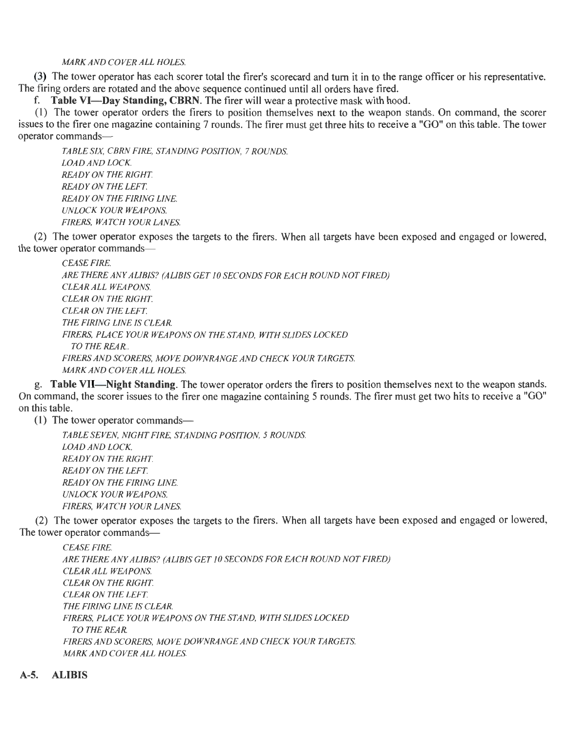*MARK AND COVER ALL HOLES.*

(3) The tower operator has each scorer total the firer's scorecard and turn it in to the range officer or his representative. The firing orders are rotated and the above sequence continued until all orders have fired.

f. **Table VI—Day Standing, CBRN**. The firer will wear a protective mask with hood.

(1) The tower operator orders the firers to position themselves next to the weapon stands. On command, the scorer issues to the firer one magazine containing 7 rounds. The firer must get three hits to receive a "GO" on this table. The tower operator commands—

> *TABLE SIX, CBRN FIRE, STANDING POSITION, 7 ROUNDS.*
> *LOAD AND LOCK.*
> *READY ON THE RIGHT.*
> *READY ON THE LEFT.*
> *READY ON THE FIRING LINE.*
> *UNLOCK YOUR WEAPONS.*
> *FIRERS, WATCH YOUR LANES.*

(2) The tower operator exposes the targets to the firers. When all targets have been exposed and engaged or lowered, the tower operator commands—

> *CEASE FIRE.*
> *ARE THERE ANY ALIBIS? (ALIBIS GET 10 SECONDS FOR EACH ROUND NOT FIRED)*
> *CLEAR ALL WEAPONS.*
> *CLEAR ON THE RIGHT.*
> *CLEAR ON THE LEFT.*
> *THE FIRING LINE IS CLEAR.*
> *FIRERS, PLACE YOUR WEAPONS ON THE STAND, WITH SLIDES LOCKED TO THE REAR..*
> *FIRERS AND SCORERS, MOVE DOWNRANGE AND CHECK YOUR TARGETS.*
> *MARK AND COVER ALL HOLES.*

g. **Table VII—Night Standing**. The tower operator orders the firers to position themselves next to the weapon stands. On command, the scorer issues to the firer one magazine containing 5 rounds. The firer must get two hits to receive a "GO" on this table.

(1) The tower operator commands—

> *TABLE SEVEN, NIGHT FIRE, STANDING POSITION, 5 ROUNDS.*
> *LOAD AND LOCK.*
> *READY ON THE RIGHT.*
> *READY ON THE LEFT.*
> *READY ON THE FIRING LINE.*
> *UNLOCK YOUR WEAPONS.*
> *FIRERS, WATCH YOUR LANES.*

(2) The tower operator exposes the targets to the firers. When all targets have been exposed and engaged or lowered, The tower operator commands—

> *CEASE FIRE.*
> *ARE THERE ANY ALIBIS? (ALIBIS GET 10 SECONDS FOR EACH ROUND NOT FIRED)*
> *CLEAR ALL WEAPONS.*
> *CLEAR ON THE RIGHT.*
> *CLEAR ON THE LEFT.*
> *THE FIRING LINE IS CLEAR.*
> *FIRERS, PLACE YOUR WEAPONS ON THE STAND, WITH SLIDES LOCKED TO THE REAR.*
> *FIRERS AND SCORERS, MOVE DOWNRANGE AND CHECK YOUR TARGETS.*
> *MARK AND COVER ALL HOLES.*

## A-5. ALIBIS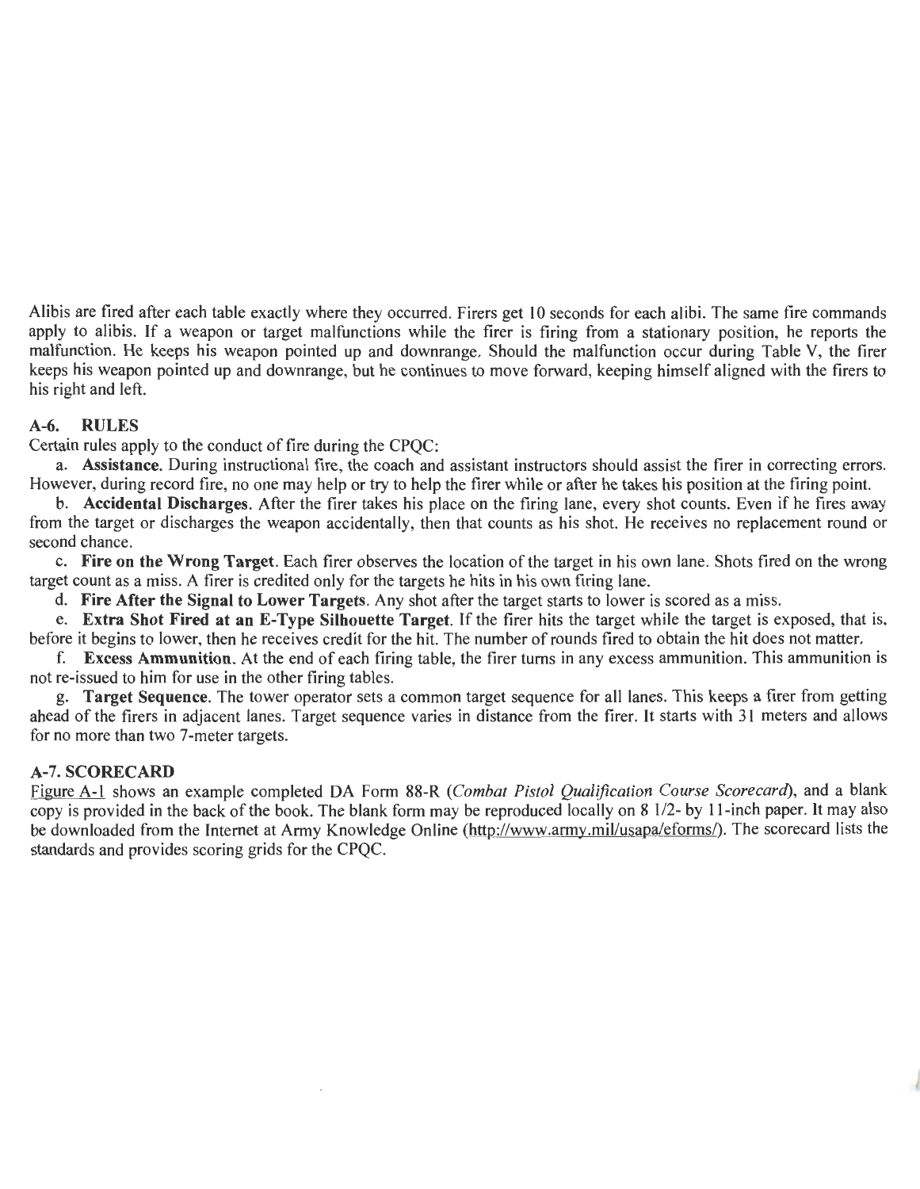Alibis are fired after each table exactly where they occurred. Firers get 10 seconds for each alibi. The same fire commands apply to alibis. If a weapon or target malfunctions while the firer is firing from a stationary position, he reports the malfunction. He keeps his weapon pointed up and downrange. Should the malfunction occur during Table V, the firer keeps his weapon pointed up and downrange, but he continues to move forward, keeping himself aligned with the firers to his right and left.

## A-6. RULES

Certain rules apply to the conduct of fire during the CPQC:

a. **Assistance.** During instructional fire, the coach and assistant instructors should assist the firer in correcting errors. However, during record fire, no one may help or try to help the firer while or after he takes his position at the firing point.

b. **Accidental Discharges.** After the firer takes his place on the firing lane, every shot counts. Even if he fires away from the target or discharges the weapon accidentally, then that counts as his shot. He receives no replacement round or second chance.

c. **Fire on the Wrong Target.** Each firer observes the location of the target in his own lane. Shots fired on the wrong target count as a miss. A firer is credited only for the targets he hits in his own firing lane.

d. **Fire After the Signal to Lower Targets.** Any shot after the target starts to lower is scored as a miss.

e. **Extra Shot Fired at an E-Type Silhouette Target.** If the firer hits the target while the target is exposed, that is, before it begins to lower, then he receives credit for the hit. The number of rounds fired to obtain the hit does not matter.

f. **Excess Ammunition.** At the end of each firing table, the firer turns in any excess ammunition. This ammunition is not re-issued to him for use in the other firing tables.

g. **Target Sequence.** The tower operator sets a common target sequence for all lanes. This keeps a firer from getting ahead of the firers in adjacent lanes. Target sequence varies in distance from the firer. It starts with 31 meters and allows for no more than two 7-meter targets.

## A-7. SCORECARD

Figure A-1 shows an example completed DA Form 88-R (*Combat Pistol Qualification Course Scorecard*), and a blank copy is provided in the back of the book. The blank form may be reproduced locally on 8 1/2- by 11-inch paper. It may also be downloaded from the Internet at Army Knowledge Online (http://www.army.mil/usapa/eforms/). The scorecard lists the standards and provides scoring grids for the CPQC.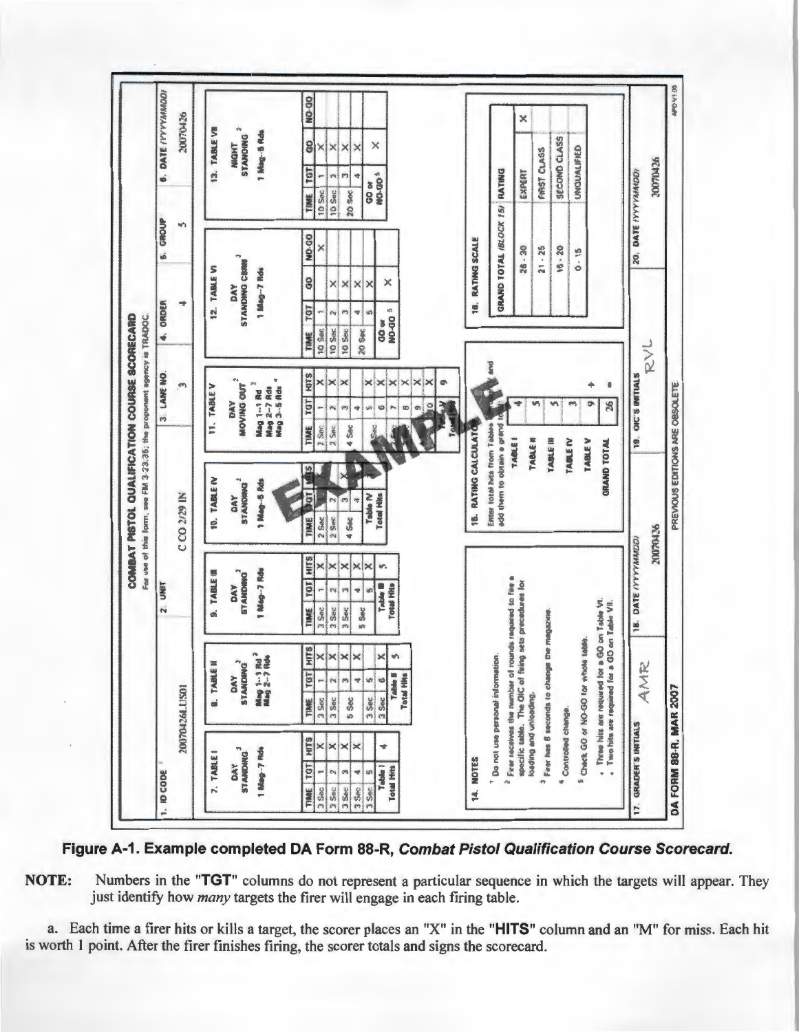# COMBAT PISTOL QUALIFICATION COURSE SCORECARD

For use of this form, see FM 3-23.35; the proponent agency is TRADOC.

| 1. ID CODE | 2. UNIT | 3. LANE NO. | 4. ORDER | 5. GROUP | 6. DATE *(YYYYMMDD)* |
|---|---|---|---|---|---|
| 20070426LUS01 | C CO 2/29 IN | 3 | 4 | 5 | 20070426 |

**7. TABLE I** — DAY STANDING[3] — 1 Mag--7 Rds

| TIME | TGT | HITS |
|---|---|---|
| 3 Sec | 1 | X |
| 3 Sec | 2 | X |
| 3 Sec | 3 | X |
| 3 Sec | 4 | X |
| 3 Sec | 5 | |
| Table I Total Hits | | 4 |

**8. TABLE II** — DAY STANDING[3] — Mag 1--1 Rd[3], Mag 2--7 Rds

| TIME | TGT | HITS |
|---|---|---|
| 3 Sec | 1 | X |
| 3 Sec | 2 | X |
| 5 Sec | 3 | X |
| | 4 | X |
| 3 Sec | 5 | |
| 3 Sec | 6 | X |
| Table II Total Hits | | 5 |

**9. TABLE III** — DAY STANDING[3] — 1 Mag--7 Rds

| TIME | TGT | HITS |
|---|---|---|
| 3 Sec | 1 | X |
| 3 Sec | 2 | X |
| 3 Sec | 3 | X |
| 5 Sec | 4 | X |
| | 5 | X |
| Table III Total Hits | | 5 |

**10. TABLE IV** — DAY STANDING[3] — 1 Mag--5 Rds

| TIME | TGT | HITS |
|---|---|---|
| 2 Sec | 1 | X |
| 2 Sec | 2 | X |
| 4 Sec | 3 | X |
| | 4 | |
| Table IV Total Hits | | |

**11. TABLE V** — DAY MOVING OUT[2] — Mag 1--1 Rd[3], Mag 2--7 Rds, Mag 3--5 Rds[4]

| TIME | TGT | HITS |
|---|---|---|
| 2 Sec | 1 | X |
| 2 Sec | 2 | X |
| 4 Sec | 3 | X |
| | 4 | |
| Sec | 5 | X |
| | 6 | X |
| | 7 | X |
| | 8 | X |
| | 9 | X |
| | 10 | X |
| Table V Total Hits | | 9 |

**12. TABLE VI** — DAY STANDING CBRN[3] — 1 Mag--7 Rds

| TIME | TGT | GO | NO-GO |
|---|---|---|---|
| 10 Sec | 1 | | X |
| 10 Sec | 2 | X | |
| 10 Sec | 3 | X | |
| 20 Sec | 4 | X | |
| | 5 | X | |
| GO or NO-GO[5] | | X | |

**13. TABLE VII** — NIGHT STANDING[3] — 1 Mag--5 Rds

| TIME | TGT | GO | NO-GO |
|---|---|---|---|
| 10 Sec | 1 | X | |
| 10 Sec | 2 | X | |
| 20 Sec | 3 | X | |
| | 4 | X | |
| GO or NO-GO[5] | | X | |

**14. NOTES**

[1] Do not use personal information.
[2] Firer receives the number of rounds required to fire a specific table. The OIC of firing sets procedures for loading and unloading.
[3] Firer has 8 seconds to change the magazine.
[4] Controlled change.
[5] Check GO or NO-GO for whole table.
- Three hits are required for a GO on Table VI.
- Two hits are required for a GO on Table VII.

**15. RATING CALCULATOR**

Enter total hits from Tables I through V and add them to obtain a grand total.

| | |
|---|---|
| TABLE I | 4 |
| TABLE II | 5 |
| TABLE III | 5 |
| TABLE IV | 3 |
| TABLE V | 9 + |
| GRAND TOTAL | 26 = |

**16. RATING SCALE**

| GRAND TOTAL *(BLOCK 15)* | RATING | |
|---|---|---|
| 26 - 30 | EXPERT | X |
| 21 - 25 | FIRST CLASS | |
| 16 - 20 | SECOND CLASS | |
| 0 - 15 | UNQUALIFIED | |

| 17. GRADER'S INITIALS | 18. DATE *(YYYYMMDD)* | 19. OIC'S INITIALS | 20. DATE *(YYYYMMDD)* |
|---|---|---|---|
| AMR | 20070426 | RVL | 20070426 |

DA FORM 88-R, MAR 2007 — PREVIOUS EDITIONS ARE OBSOLETE

EXAMPLE

**Figure A-1. Example completed DA Form 88-R, *Combat Pistol Qualification Course Scorecard.***

**NOTE:** Numbers in the "**TGT**" columns do not represent a particular sequence in which the targets will appear. They just identify how *many* targets the firer will engage in each firing table.

a. Each time a firer hits or kills a target, the scorer places an "X" in the "**HITS**" column and an "M" for miss. Each hit is worth 1 point. After the firer finishes firing, the scorer totals and signs the scorecard.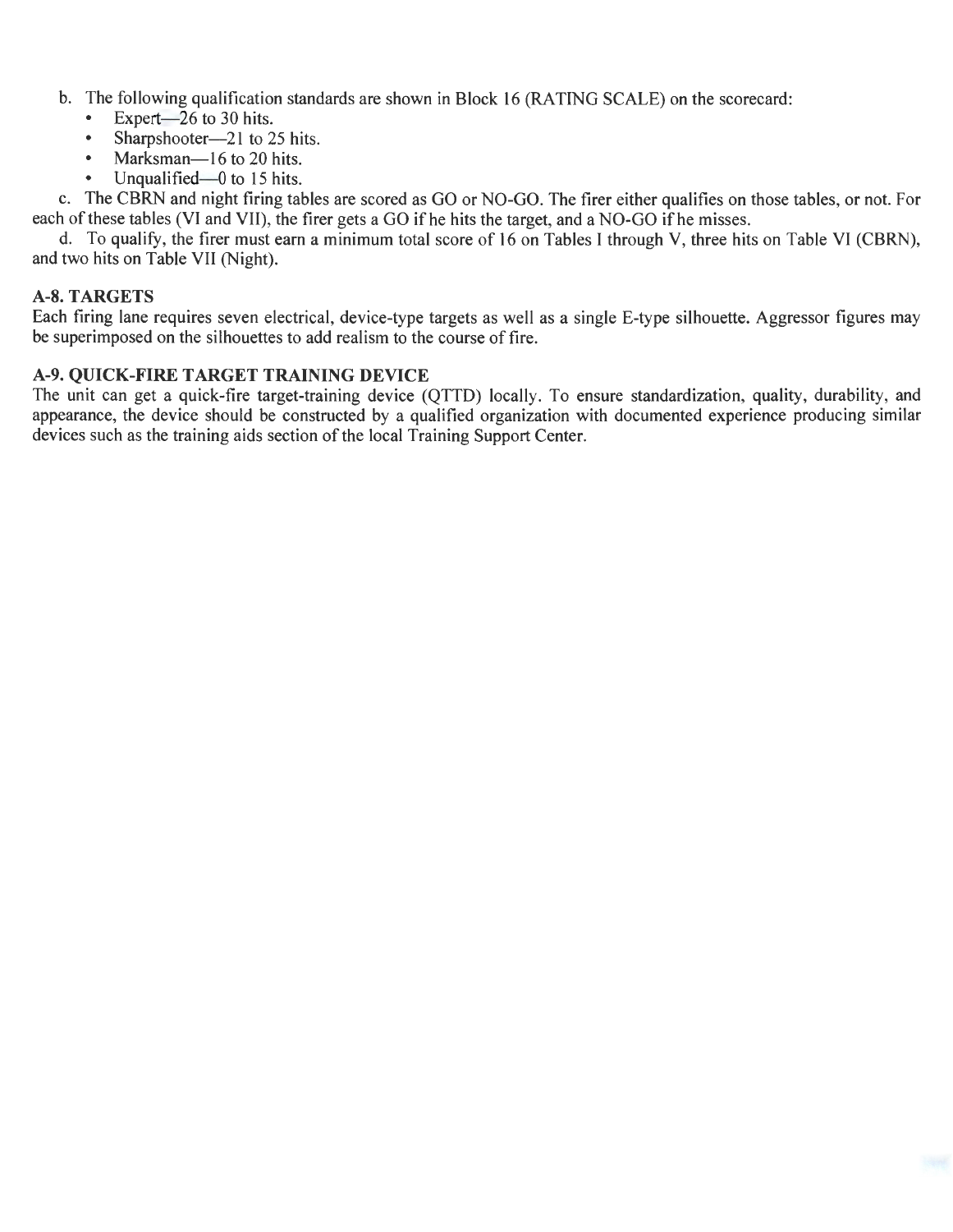b. The following qualification standards are shown in Block 16 (RATING SCALE) on the scorecard:

- Expert—26 to 30 hits.
- Sharpshooter—21 to 25 hits.
- Marksman—16 to 20 hits.
- Unqualified—0 to 15 hits.

c. The CBRN and night firing tables are scored as GO or NO-GO. The firer either qualifies on those tables, or not. For each of these tables (VI and VII), the firer gets a GO if he hits the target, and a NO-GO if he misses.

d. To qualify, the firer must earn a minimum total score of 16 on Tables I through V, three hits on Table VI (CBRN), and two hits on Table VII (Night).

## A-8. TARGETS

Each firing lane requires seven electrical, device-type targets as well as a single E-type silhouette. Aggressor figures may be superimposed on the silhouettes to add realism to the course of fire.

## A-9. QUICK-FIRE TARGET TRAINING DEVICE

The unit can get a quick-fire target-training device (QTTD) locally. To ensure standardization, quality, durability, and appearance, the device should be constructed by a qualified organization with documented experience producing similar devices such as the training aids section of the local Training Support Center.